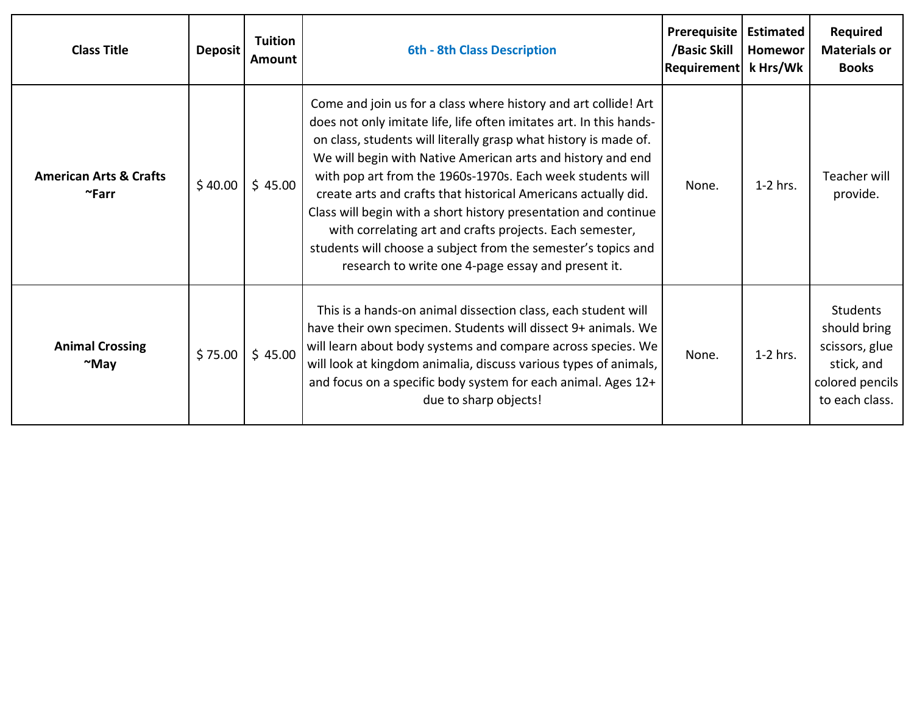| Class Title | Deposit | Tuition Amount | 6th - 8th Class Description | Prerequisite /Basic Skill Requirement | Estimated Homework Hrs/Wk | Required Materials or Books |
|---|---|---|---|---|---|---|
| **American Arts & Crafts ~Farr** | $ 40.00 | $ 45.00 | Come and join us for a class where history and art collide! Art does not only imitate life, life often imitates art. In this hands-on class, students will literally grasp what history is made of. We will begin with Native American arts and history and end with pop art from the 1960s-1970s. Each week students will create arts and crafts that historical Americans actually did. Class will begin with a short history presentation and continue with correlating art and crafts projects. Each semester, students will choose a subject from the semester's topics and research to write one 4-page essay and present it. | None. | 1-2 hrs. | Teacher will provide. |
| **Animal Crossing ~May** | $ 75.00 | $ 45.00 | This is a hands-on animal dissection class, each student will have their own specimen. Students will dissect 9+ animals. We will learn about body systems and compare across species. We will look at kingdom animalia, discuss various types of animals, and focus on a specific body system for each animal. Ages 12+ due to sharp objects! | None. | 1-2 hrs. | Students should bring scissors, glue stick, and colored pencils to each class. |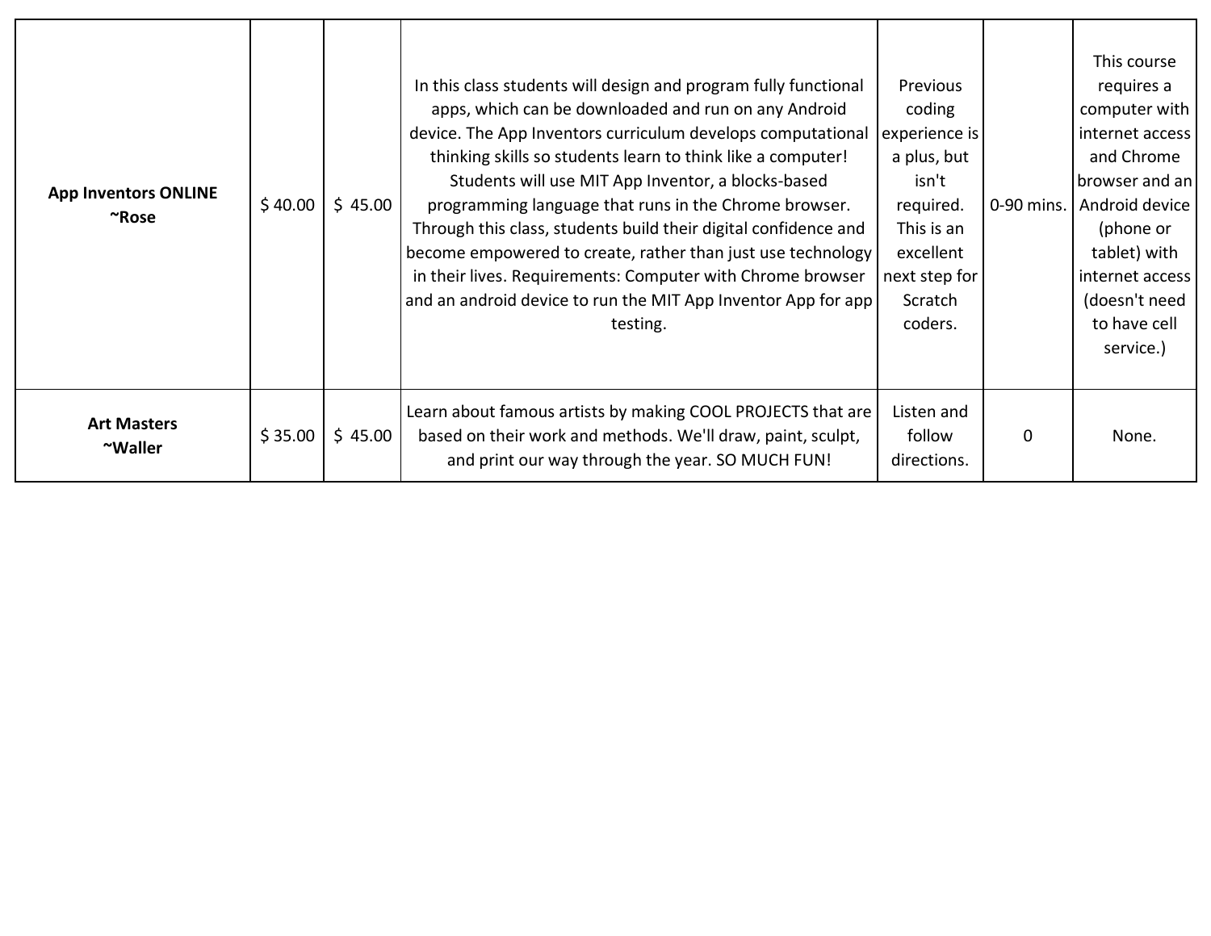| | | | | | | |
|---|---|---|---|---|---|---|
| **App Inventors ONLINE ~Rose** | $ 40.00 | $ 45.00 | In this class students will design and program fully functional apps, which can be downloaded and run on any Android device. The App Inventors curriculum develops computational thinking skills so students learn to think like a computer! Students will use MIT App Inventor, a blocks-based programming language that runs in the Chrome browser. Through this class, students build their digital confidence and become empowered to create, rather than just use technology in their lives. Requirements: Computer with Chrome browser and an android device to run the MIT App Inventor App for app testing. | Previous coding experience is a plus, but isn't required. This is an excellent next step for Scratch coders. | 0-90 mins. | This course requires a computer with internet access and Chrome browser and an Android device (phone or tablet) with internet access (doesn't need to have cell service.) |
| **Art Masters ~Waller** | $ 35.00 | $ 45.00 | Learn about famous artists by making COOL PROJECTS that are based on their work and methods. We'll draw, paint, sculpt, and print our way through the year. SO MUCH FUN! | Listen and follow directions. | 0 | None. |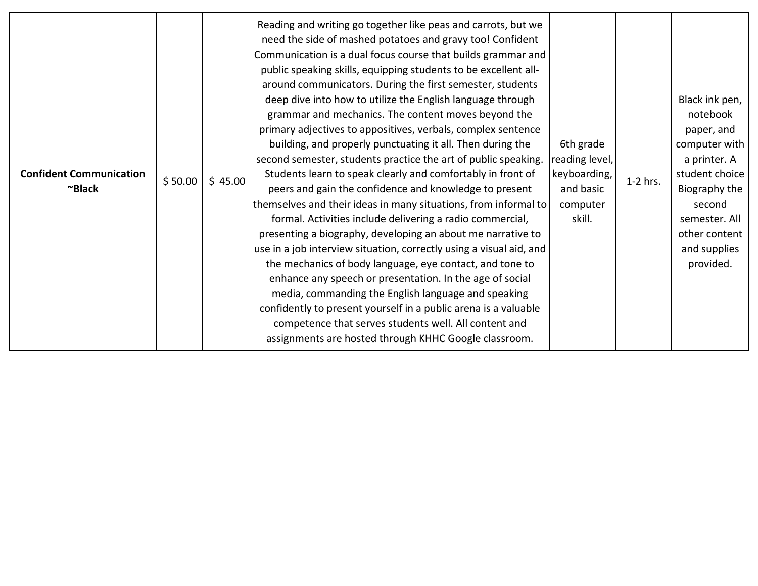| | | | | | | |
|---|---|---|---|---|---|---|
| **Confident Communication ~Black** | $ 50.00 | $ 45.00 | Reading and writing go together like peas and carrots, but we need the side of mashed potatoes and gravy too! Confident Communication is a dual focus course that builds grammar and public speaking skills, equipping students to be excellent all-around communicators. During the first semester, students deep dive into how to utilize the English language through grammar and mechanics. The content moves beyond the primary adjectives to appositives, verbals, complex sentence building, and properly punctuating it all. Then during the second semester, students practice the art of public speaking. Students learn to speak clearly and comfortably in front of peers and gain the confidence and knowledge to present themselves and their ideas in many situations, from informal to formal. Activities include delivering a radio commercial, presenting a biography, developing an about me narrative to use in a job interview situation, correctly using a visual aid, and the mechanics of body language, eye contact, and tone to enhance any speech or presentation. In the age of social media, commanding the English language and speaking confidently to present yourself in a public arena is a valuable competence that serves students well. All content and assignments are hosted through KHHC Google classroom. | 6th grade reading level, keyboarding, and basic computer skill. | 1-2 hrs. | Black ink pen, notebook paper, and computer with a printer. A student choice Biography the second semester. All other content and supplies provided. |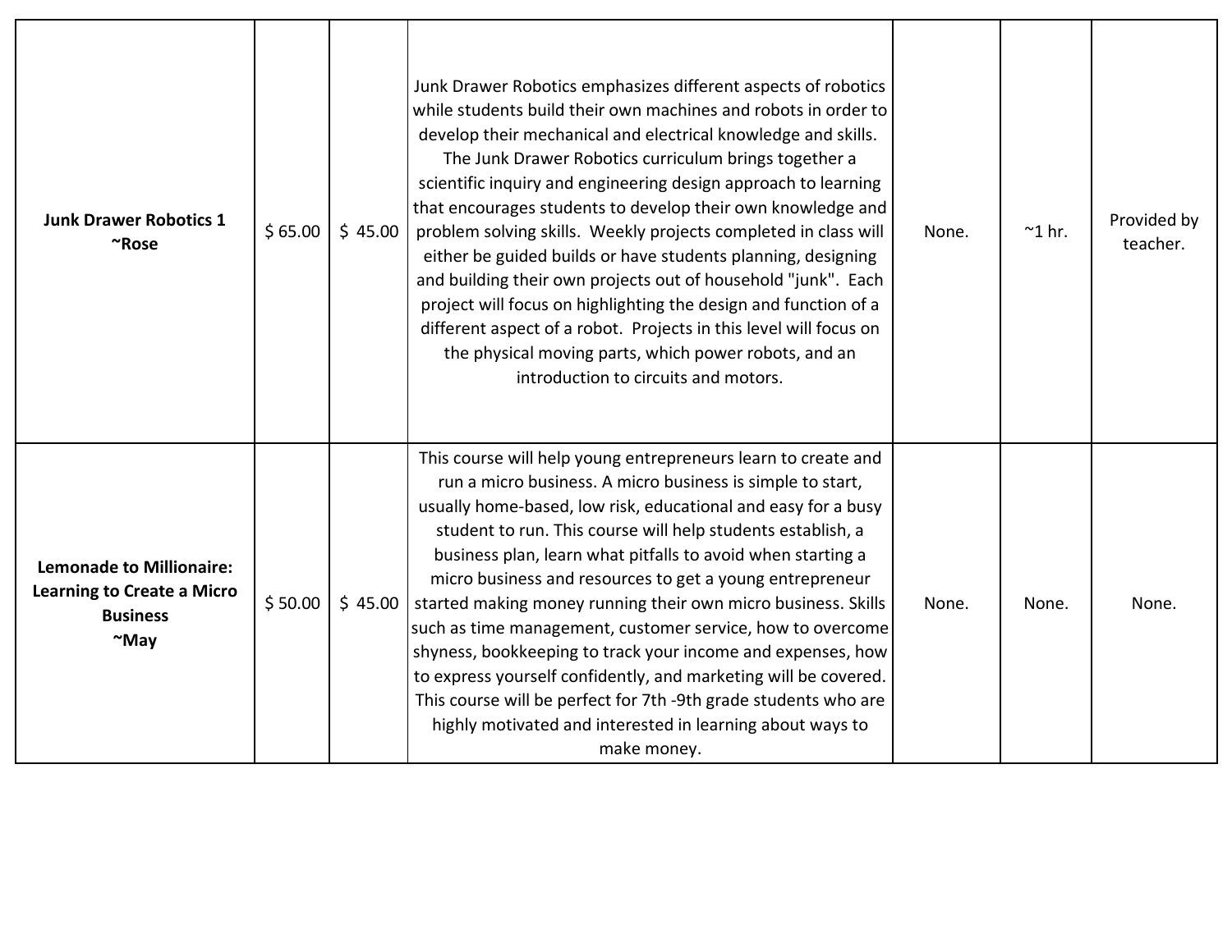| | | | | | | |
|---|---|---|---|---|---|---|
| **Junk Drawer Robotics 1 ~Rose** | $ 65.00 | $ 45.00 | Junk Drawer Robotics emphasizes different aspects of robotics while students build their own machines and robots in order to develop their mechanical and electrical knowledge and skills. The Junk Drawer Robotics curriculum brings together a scientific inquiry and engineering design approach to learning that encourages students to develop their own knowledge and problem solving skills. Weekly projects completed in class will either be guided builds or have students planning, designing and building their own projects out of household "junk". Each project will focus on highlighting the design and function of a different aspect of a robot. Projects in this level will focus on the physical moving parts, which power robots, and an introduction to circuits and motors. | None. | ~1 hr. | Provided by teacher. |
| **Lemonade to Millionaire: Learning to Create a Micro Business ~May** | $ 50.00 | $ 45.00 | This course will help young entrepreneurs learn to create and run a micro business. A micro business is simple to start, usually home-based, low risk, educational and easy for a busy student to run. This course will help students establish, a business plan, learn what pitfalls to avoid when starting a micro business and resources to get a young entrepreneur started making money running their own micro business. Skills such as time management, customer service, how to overcome shyness, bookkeeping to track your income and expenses, how to express yourself confidently, and marketing will be covered. This course will be perfect for 7th -9th grade students who are highly motivated and interested in learning about ways to make money. | None. | None. | None. |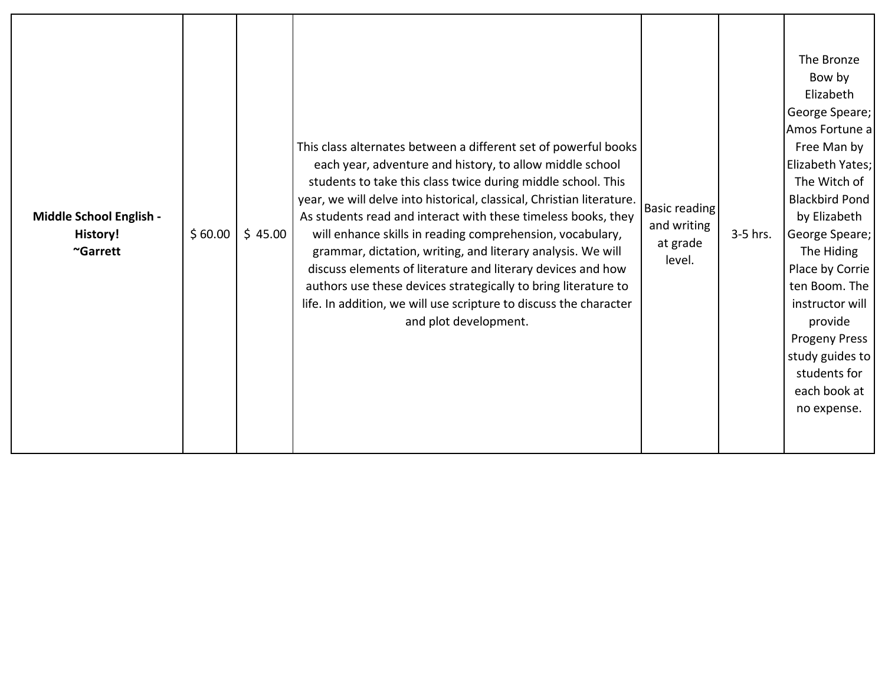| | | | | | | |
|---|---|---|---|---|---|---|
| **Middle School English - History! ~Garrett** | $ 60.00 | $ 45.00 | This class alternates between a different set of powerful books each year, adventure and history, to allow middle school students to take this class twice during middle school. This year, we will delve into historical, classical, Christian literature. As students read and interact with these timeless books, they will enhance skills in reading comprehension, vocabulary, grammar, dictation, writing, and literary analysis. We will discuss elements of literature and literary devices and how authors use these devices strategically to bring literature to life. In addition, we will use scripture to discuss the character and plot development. | Basic reading and writing at grade level. | 3-5 hrs. | The Bronze Bow by Elizabeth George Speare; Amos Fortune a Free Man by Elizabeth Yates; The Witch of Blackbird Pond by Elizabeth George Speare; The Hiding Place by Corrie ten Boom. The instructor will provide Progeny Press study guides to students for each book at no expense. |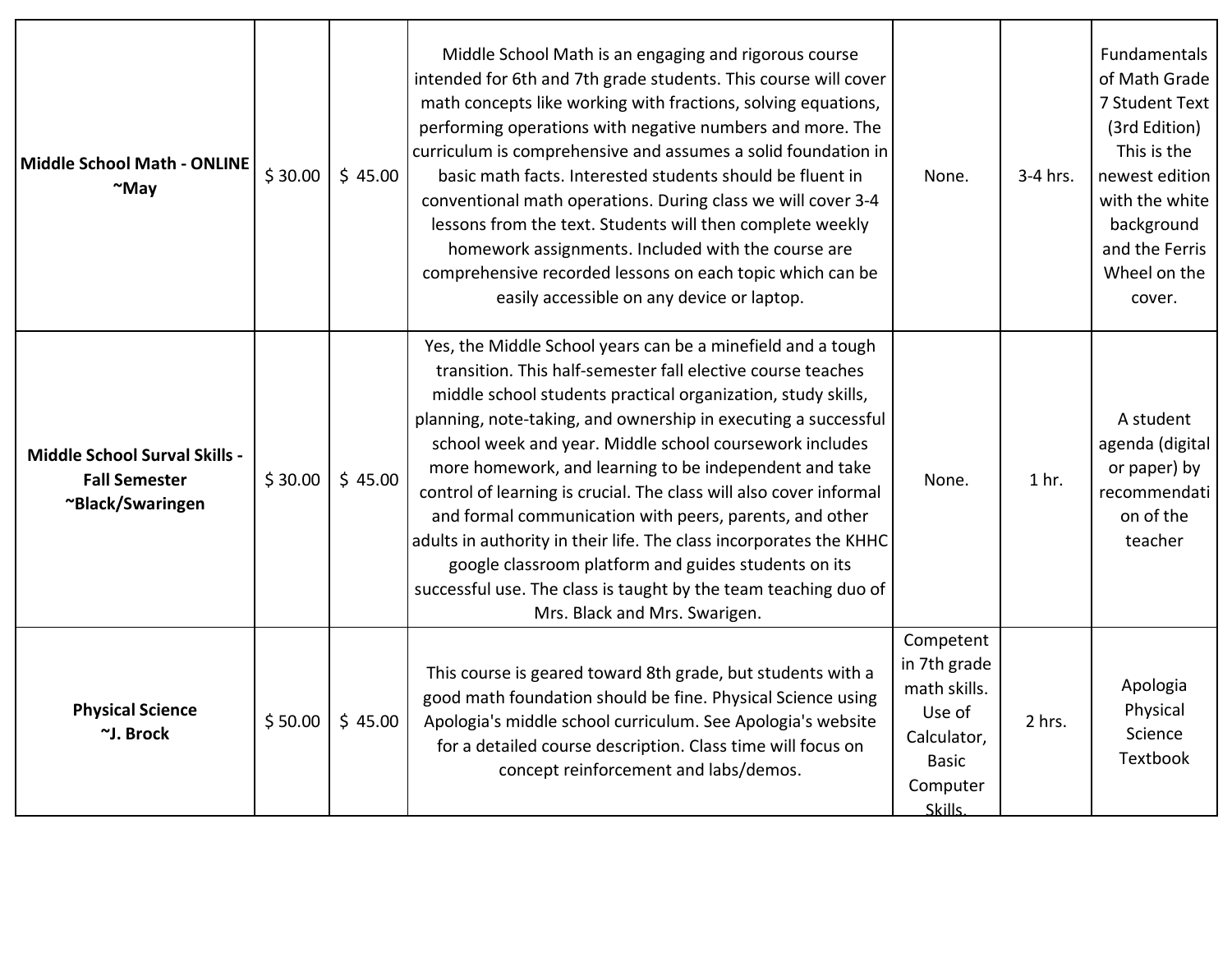| | | | | | | |
|---|---|---|---|---|---|---|
| **Middle School Math - ONLINE ~May** | $ 30.00 | $ 45.00 | Middle School Math is an engaging and rigorous course intended for 6th and 7th grade students. This course will cover math concepts like working with fractions, solving equations, performing operations with negative numbers and more. The curriculum is comprehensive and assumes a solid foundation in basic math facts. Interested students should be fluent in conventional math operations. During class we will cover 3-4 lessons from the text. Students will then complete weekly homework assignments. Included with the course are comprehensive recorded lessons on each topic which can be easily accessible on any device or laptop. | None. | 3-4 hrs. | Fundamentals of Math Grade 7 Student Text (3rd Edition) This is the newest edition with the white background and the Ferris Wheel on the cover. |
| **Middle School Surval Skills - Fall Semester ~Black/Swaringen** | $ 30.00 | $ 45.00 | Yes, the Middle School years can be a minefield and a tough transition. This half-semester fall elective course teaches middle school students practical organization, study skills, planning, note-taking, and ownership in executing a successful school week and year. Middle school coursework includes more homework, and learning to be independent and take control of learning is crucial. The class will also cover informal and formal communication with peers, parents, and other adults in authority in their life. The class incorporates the KHHC google classroom platform and guides students on its successful use. The class is taught by the team teaching duo of Mrs. Black and Mrs. Swarigen. | None. | 1 hr. | A student agenda (digital or paper) by recommendation of the teacher |
| **Physical Science ~J. Brock** | $ 50.00 | $ 45.00 | This course is geared toward 8th grade, but students with a good math foundation should be fine. Physical Science using Apologia's middle school curriculum. See Apologia's website for a detailed course description. Class time will focus on concept reinforcement and labs/demos. | Competent in 7th grade math skills. Use of Calculator, Basic Computer Skills. | 2 hrs. | Apologia Physical Science Textbook |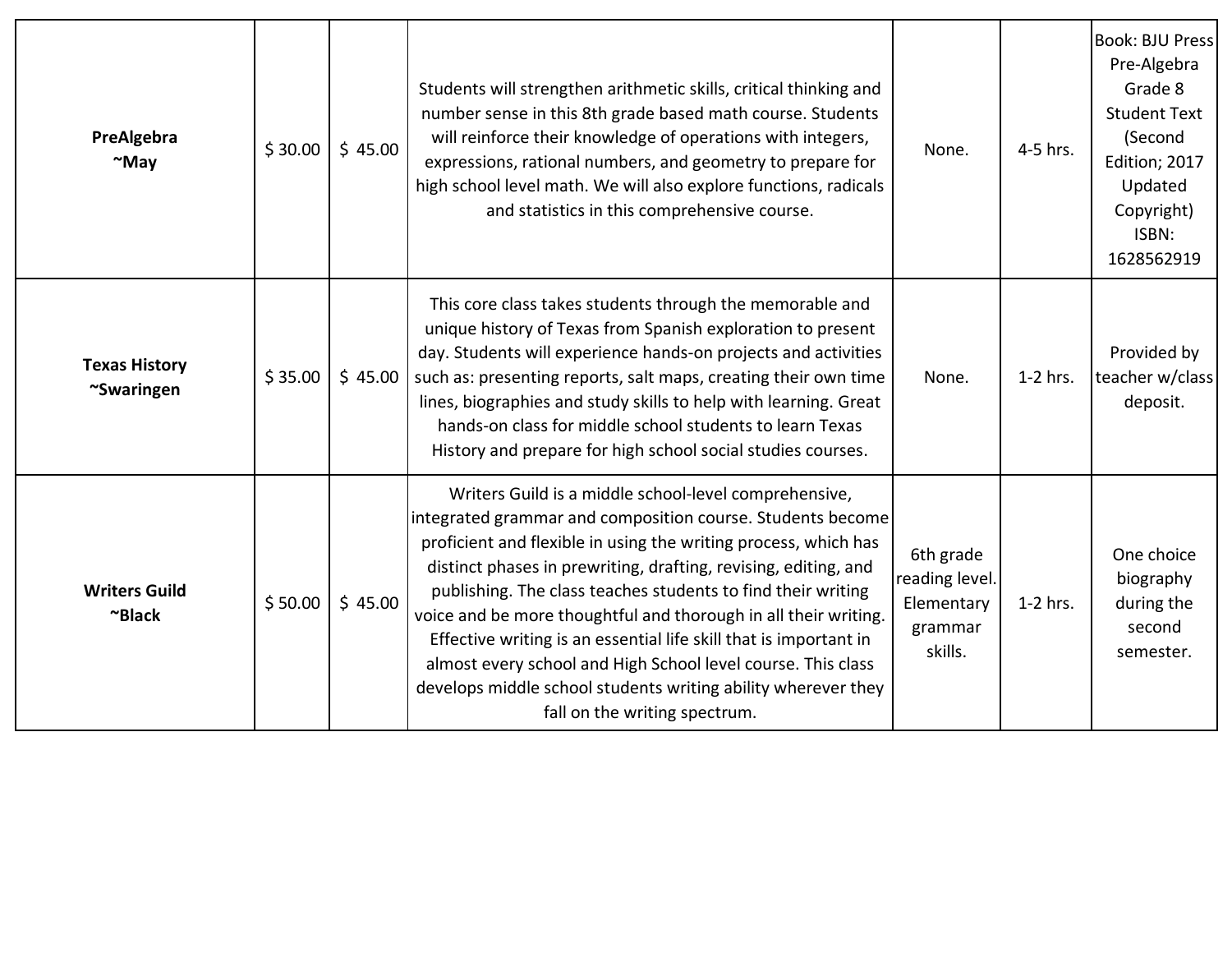| | | | | | | |
|---|---|---|---|---|---|---|
| **PreAlgebra ~May** | $ 30.00 | $ 45.00 | Students will strengthen arithmetic skills, critical thinking and number sense in this 8th grade based math course. Students will reinforce their knowledge of operations with integers, expressions, rational numbers, and geometry to prepare for high school level math. We will also explore functions, radicals and statistics in this comprehensive course. | None. | 4-5 hrs. | Book: BJU Press Pre-Algebra Grade 8 Student Text (Second Edition; 2017 Updated Copyright) ISBN: 1628562919 |
| **Texas History ~Swaringen** | $ 35.00 | $ 45.00 | This core class takes students through the memorable and unique history of Texas from Spanish exploration to present day. Students will experience hands-on projects and activities such as: presenting reports, salt maps, creating their own time lines, biographies and study skills to help with learning. Great hands-on class for middle school students to learn Texas History and prepare for high school social studies courses. | None. | 1-2 hrs. | Provided by teacher w/class deposit. |
| **Writers Guild ~Black** | $ 50.00 | $ 45.00 | Writers Guild is a middle school-level comprehensive, integrated grammar and composition course. Students become proficient and flexible in using the writing process, which has distinct phases in prewriting, drafting, revising, editing, and publishing. The class teaches students to find their writing voice and be more thoughtful and thorough in all their writing. Effective writing is an essential life skill that is important in almost every school and High School level course. This class develops middle school students writing ability wherever they fall on the writing spectrum. | 6th grade reading level. Elementary grammar skills. | 1-2 hrs. | One choice biography during the second semester. |